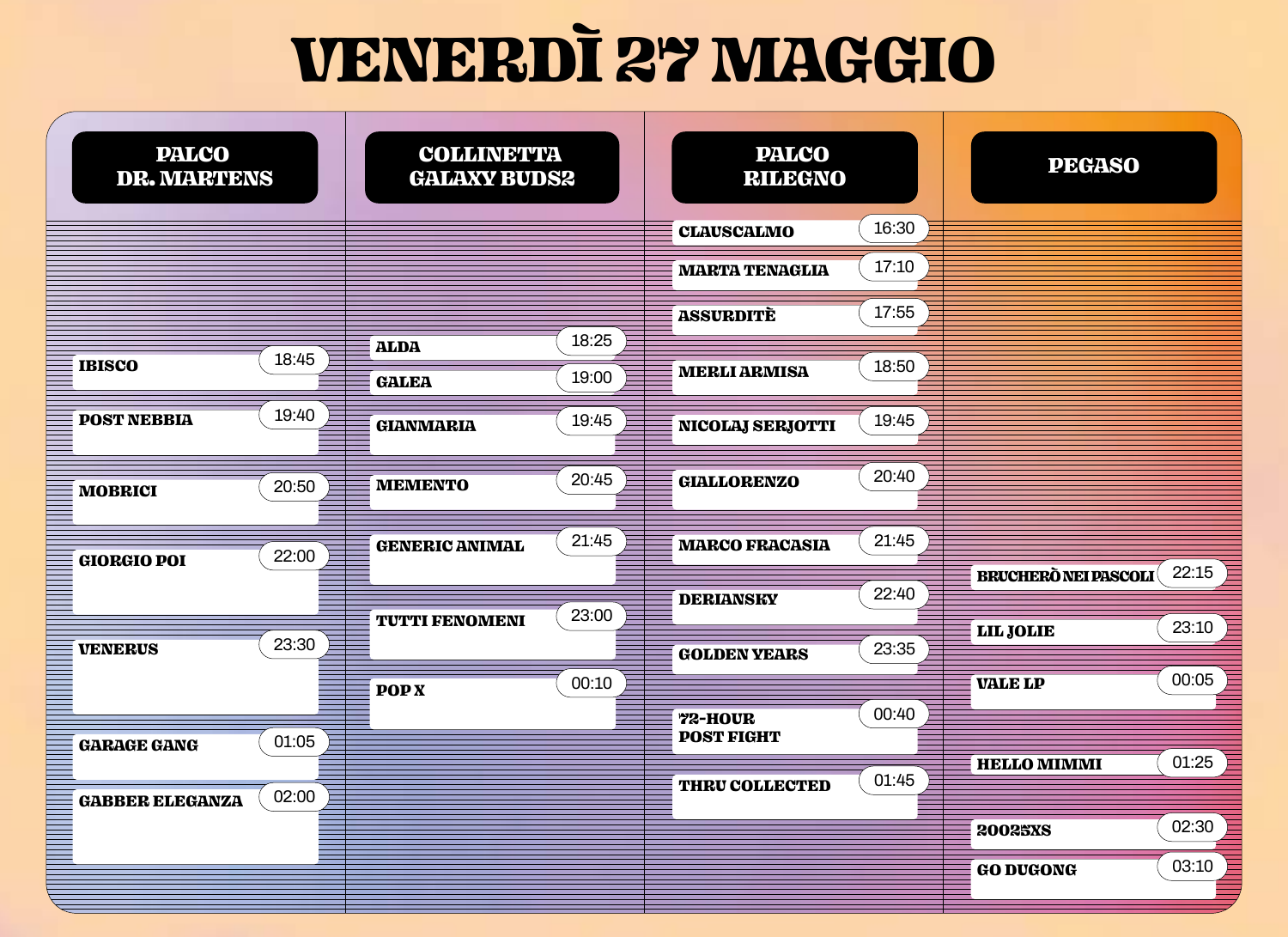# VENERDÌ 27 MAGGIO

## PALCO DR. MARTENS

| Artista | Orario |
| --- | --- |
| IBISCO | 18:45 |
| POST NEBBIA | 19:40 |
| MOBRICI | 20:50 |
| GIORGIO POI | 22:00 |
| VENERUS | 23:30 |
| GARAGE GANG | 01:05 |
| GABBER ELEGANZA | 02:00 |

## COLLINETTA GALAXY BUDS2

| Artista | Orario |
| --- | --- |
| ALDA | 18:25 |
| GALEA | 19:00 |
| GIANMARIA | 19:45 |
| MEMENTO | 20:45 |
| GENERIC ANIMAL | 21:45 |
| TUTTI FENOMENI | 23:00 |
| POP X | 00:10 |

## PALCO RILEGNO

| Artista | Orario |
| --- | --- |
| CLAUSCALMO | 16:30 |
| MARTA TENAGLIA | 17:10 |
| ASSURDITÈ | 17:55 |
| MERLI ARMISA | 18:50 |
| NICOLAJ SERJOTTI | 19:45 |
| GIALLORENZO | 20:40 |
| MARCO FRACASIA | 21:45 |
| DERIANSKY | 22:40 |
| GOLDEN YEARS | 23:35 |
| 72-HOUR POST FIGHT | 00:40 |
| THRU COLLECTED | 01:45 |

## PEGASO

| Artista | Orario |
| --- | --- |
| BRUCHERÒ NEI PASCOLI | 22:15 |
| LIL JOLIE | 23:10 |
| VALE LP | 00:05 |
| HELLO MIMMI | 01:25 |
| 20025XS | 02:30 |
| GO DUGONG | 03:10 |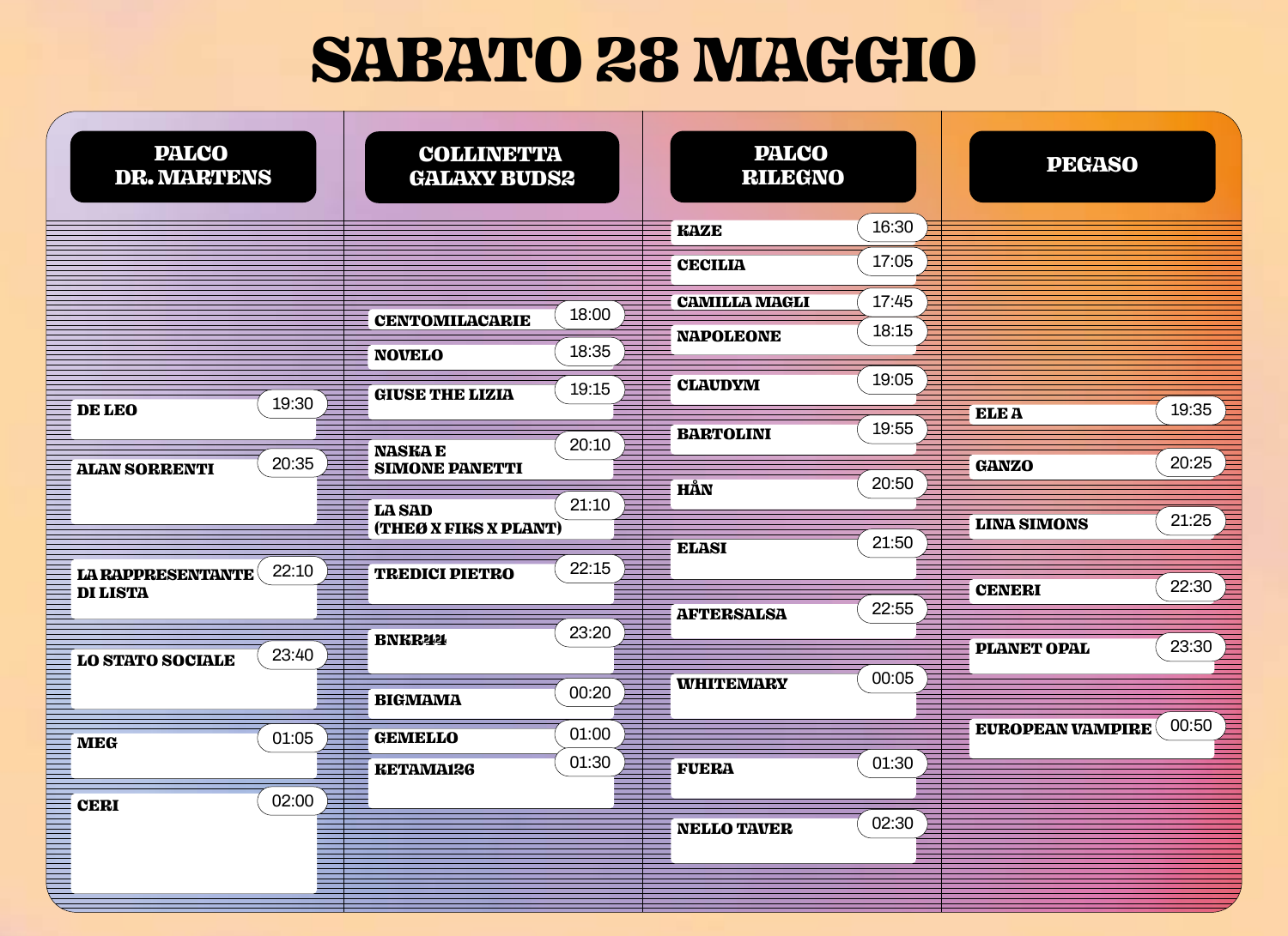# SABATO 28 MAGGIO

## PALCO DR. MARTENS

| Artista | Orario |
| --- | --- |
| DE LEO | 19:30 |
| ALAN SORRENTI | 20:35 |
| LA RAPPRESENTANTE DI LISTA | 22:10 |
| LO STATO SOCIALE | 23:40 |
| MEG | 01:05 |
| CERI | 02:00 |

## COLLINETTA GALAXY BUDS2

| Artista | Orario |
| --- | --- |
| CENTOMILACARIE | 18:00 |
| NOVELO | 18:35 |
| GIUSE THE LIZIA | 19:15 |
| NASKA E SIMONE PANETTI | 20:10 |
| LA SAD (THEØ X FIKS X PLANT) | 21:10 |
| TREDICI PIETRO | 22:15 |
| BNKR44 | 23:20 |
| BIGMAMA | 00:20 |
| GEMELLO | 01:00 |
| KETAMA126 | 01:30 |

## PALCO RILEGNO

| Artista | Orario |
| --- | --- |
| KAZE | 16:30 |
| CECILIA | 17:05 |
| CAMILLA MAGLI | 17:45 |
| NAPOLEONE | 18:15 |
| CLAUDYM | 19:05 |
| BARTOLINI | 19:55 |
| HÅN | 20:50 |
| ELASI | 21:50 |
| AFTERSALSA | 22:55 |
| WHITEMARY | 00:05 |
| FUERA | 01:30 |
| NELLO TAVER | 02:30 |

## PEGASO

| Artista | Orario |
| --- | --- |
| ELE A | 19:35 |
| GANZO | 20:25 |
| LINA SIMONS | 21:25 |
| CENERI | 22:30 |
| PLANET OPAL | 23:30 |
| EUROPEAN VAMPIRE | 00:50 |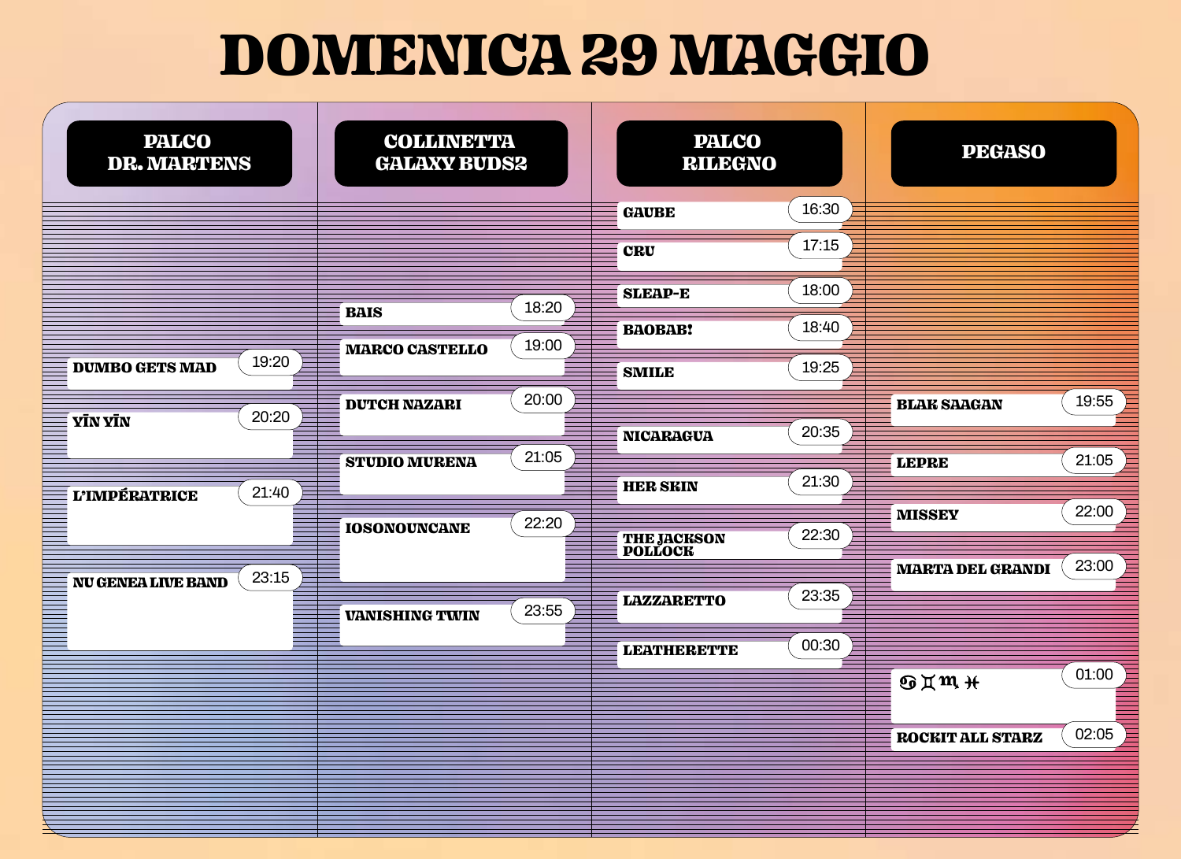# DOMENICA 29 MAGGIO

## PALCO DR. MARTENS

- DUMBO GETS MAD — 19:20
- YĪN YĪN — 20:20
- L'IMPÉRATRICE — 21:40
- NU GENEA LIVE BAND — 23:15

## COLLINETTA GALAXY BUDS2

- BAIS — 18:20
- MARCO CASTELLO — 19:00
- DUTCH NAZARI — 20:00
- STUDIO MURENA — 21:05
- IOSONOUNCANE — 22:20
- VANISHING TWIN — 23:55

## PALCO RILEGNO

- GAUBE — 16:30
- CRU — 17:15
- SLEAP-E — 18:00
- BAOBAB! — 18:40
- SMILE — 19:25
- NICARAGUA — 20:35
- HER SKIN — 21:30
- THE JACKSON POLLOCK — 22:30
- LAZZARETTO — 23:35
- LEATHERETTE — 00:30

## PEGASO

- BLAK SAAGAN — 19:55
- LEPRE — 21:05
- MISSEY — 22:00
- MARTA DEL GRANDI — 23:00
- ♋♊♏♓ — 01:00
- ROCKIT ALL STARZ — 02:05